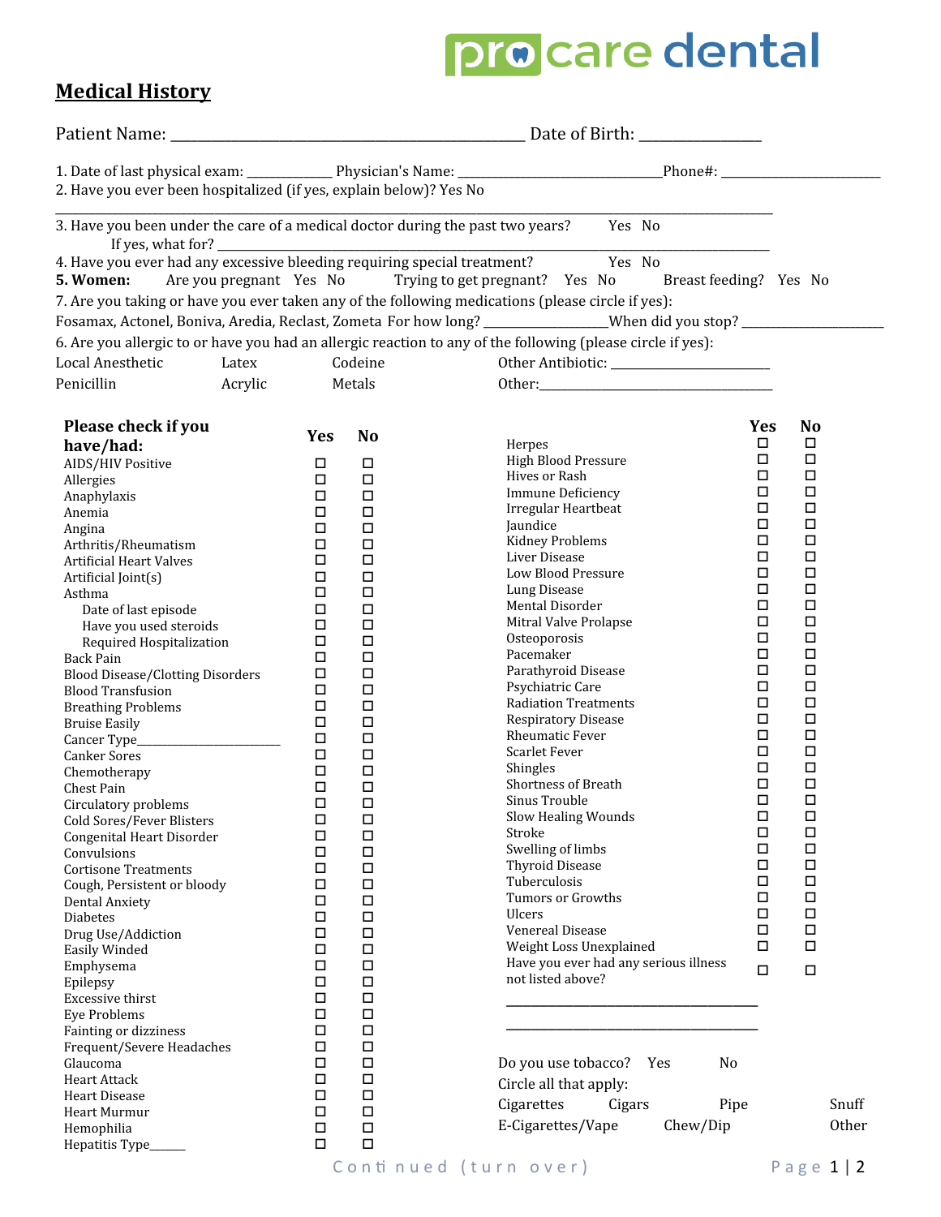procare dental

# Medical History

Patient Name: _______________________________________________ Date of Birth: ________________

1. Date of last physical exam: ____________ Physician's Name: ______________________________Phone#: ________________________
2. Have you ever been hospitalized (if yes, explain below)? Yes No

_____________________________________________________________________________________________________

3. Have you been under the care of a medical doctor during the past two years? Yes No
   If yes, what for? ___________________________________________________________________________
4. Have you ever had any excessive bleeding requiring special treatment? Yes No

**5. Women:** Are you pregnant Yes No Trying to get pregnant? Yes No Breast feeding? Yes No

7. Are you taking or have you ever taken any of the following medications (please circle if yes):
Fosamax, Actonel, Boniva, Aredia, Reclast, Zometa For how long? _________________When did you stop? ____________________

6. Are you allergic to or have you had an allergic reaction to any of the following (please circle if yes):

| | | | |
|---|---|---|---|
| Local Anesthetic | Latex | Codeine | Other Antibiotic: _______________________ |
| Penicillin | Acrylic | Metals | Other:___________________________________ |

| Please check if you have/had: | Yes | No |
|---|---|---|
| AIDS/HIV Positive | ☐ | ☐ |
| Allergies | ☐ | ☐ |
| Anaphylaxis | ☐ | ☐ |
| Anemia | ☐ | ☐ |
| Angina | ☐ | ☐ |
| Arthritis/Rheumatism | ☐ | ☐ |
| Artificial Heart Valves | ☐ | ☐ |
| Artificial Joint(s) | ☐ | ☐ |
| Asthma | ☐ | ☐ |
| Date of last episode | ☐ | ☐ |
| Have you used steroids | ☐ | ☐ |
| Required Hospitalization | ☐ | ☐ |
| Back Pain | ☐ | ☐ |
| Blood Disease/Clotting Disorders | ☐ | ☐ |
| Blood Transfusion | ☐ | ☐ |
| Breathing Problems | ☐ | ☐ |
| Bruise Easily | ☐ | ☐ |
| Cancer Type______________________ | ☐ | ☐ |
| Canker Sores | ☐ | ☐ |
| Chemotherapy | ☐ | ☐ |
| Chest Pain | ☐ | ☐ |
| Circulatory problems | ☐ | ☐ |
| Cold Sores/Fever Blisters | ☐ | ☐ |
| Congenital Heart Disorder | ☐ | ☐ |
| Convulsions | ☐ | ☐ |
| Cortisone Treatments | ☐ | ☐ |
| Cough, Persistent or bloody | ☐ | ☐ |
| Dental Anxiety | ☐ | ☐ |
| Diabetes | ☐ | ☐ |
| Drug Use/Addiction | ☐ | ☐ |
| Easily Winded | ☐ | ☐ |
| Emphysema | ☐ | ☐ |
| Epilepsy | ☐ | ☐ |
| Excessive thirst | ☐ | ☐ |
| Eye Problems | ☐ | ☐ |
| Fainting or dizziness | ☐ | ☐ |
| Frequent/Severe Headaches | ☐ | ☐ |
| Glaucoma | ☐ | ☐ |
| Heart Attack | ☐ | ☐ |
| Heart Disease | ☐ | ☐ |
| Heart Murmur | ☐ | ☐ |
| Hemophilia | ☐ | ☐ |
| Hepatitis Type_____ | ☐ | ☐ |

| | Yes | No |
|---|---|---|
| Herpes | ☐ | ☐ |
| High Blood Pressure | ☐ | ☐ |
| Hives or Rash | ☐ | ☐ |
| Immune Deficiency | ☐ | ☐ |
| Irregular Heartbeat | ☐ | ☐ |
| Jaundice | ☐ | ☐ |
| Kidney Problems | ☐ | ☐ |
| Liver Disease | ☐ | ☐ |
| Low Blood Pressure | ☐ | ☐ |
| Lung Disease | ☐ | ☐ |
| Mental Disorder | ☐ | ☐ |
| Mitral Valve Prolapse | ☐ | ☐ |
| Osteoporosis | ☐ | ☐ |
| Pacemaker | ☐ | ☐ |
| Parathyroid Disease | ☐ | ☐ |
| Psychiatric Care | ☐ | ☐ |
| Radiation Treatments | ☐ | ☐ |
| Respiratory Disease | ☐ | ☐ |
| Rheumatic Fever | ☐ | ☐ |
| Scarlet Fever | ☐ | ☐ |
| Shingles | ☐ | ☐ |
| Shortness of Breath | ☐ | ☐ |
| Sinus Trouble | ☐ | ☐ |
| Slow Healing Wounds | ☐ | ☐ |
| Stroke | ☐ | ☐ |
| Swelling of limbs | ☐ | ☐ |
| Thyroid Disease | ☐ | ☐ |
| Tuberculosis | ☐ | ☐ |
| Tumors or Growths | ☐ | ☐ |
| Ulcers | ☐ | ☐ |
| Venereal Disease | ☐ | ☐ |
| Weight Loss Unexplained | ☐ | ☐ |
| Have you ever had any serious illness not listed above? | ☐ | ☐ |

_________________________________________

_________________________________________

Do you use tobacco? Yes No

Circle all that apply:

| | | | |
|---|---|---|---|
| Cigarettes | Cigars | Pipe | Snuff |
| E-Cigarettes/Vape | Chew/Dip | | Other |

Continued (turn over)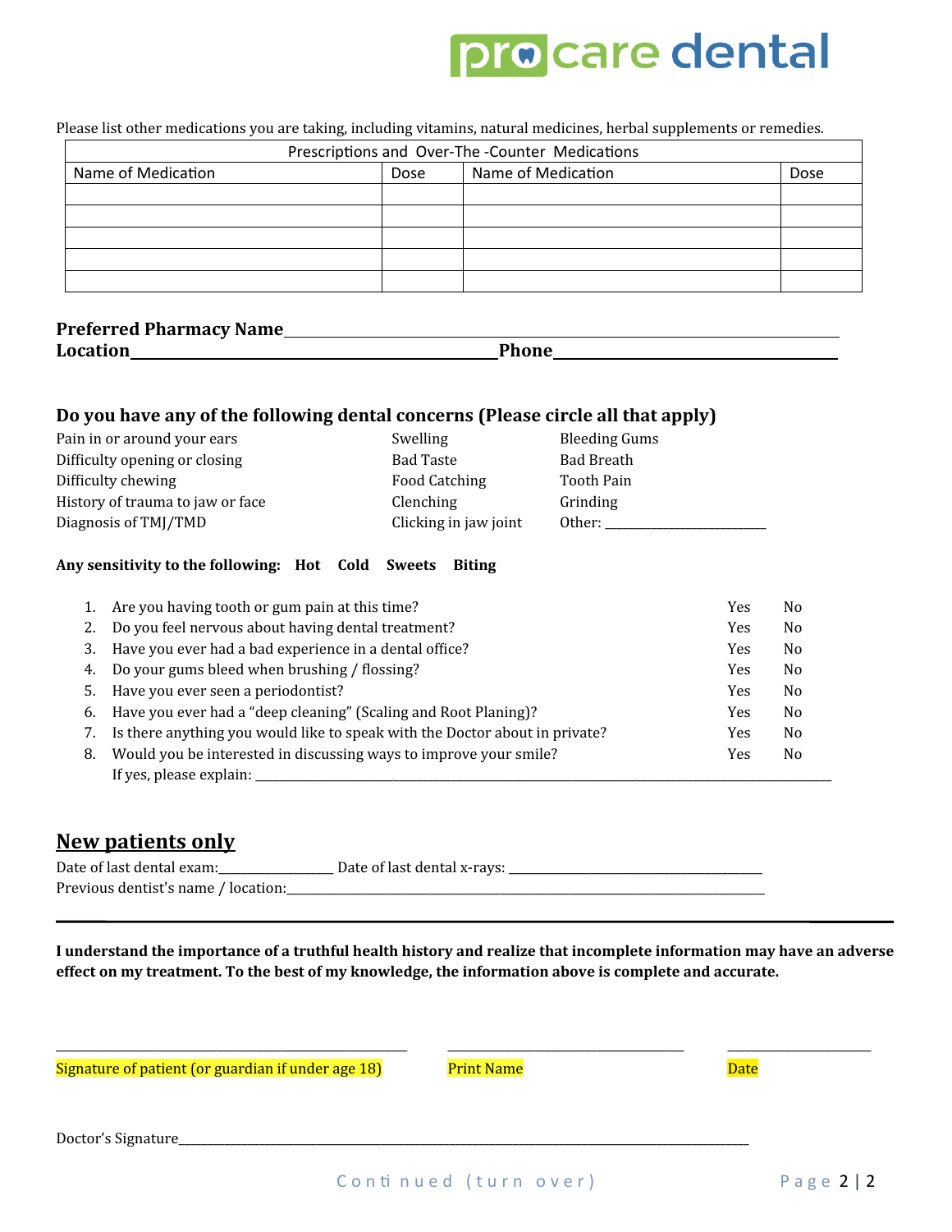Please list other medications you are taking, including vitamins, natural medicines, herbal supplements or remedies.

| Prescriptions and Over-The -Counter Medications | | | |
|---|---|---|---|
| Name of Medication | Dose | Name of Medication | Dose |
| | | | |
| | | | |
| | | | |
| | | | |
| | | | |

**Preferred Pharmacy Name**\_\_\_\_\_\_\_\_\_\_\_\_\_\_\_\_\_\_\_\_\_\_\_\_\_\_\_\_\_\_\_\_\_\_\_\_\_\_\_\_\_\_\_\_\_\_\_\_
**Location**\_\_\_\_\_\_\_\_\_\_\_\_\_\_\_\_\_\_\_\_\_\_\_\_\_\_\_\_\_\_\_\_\_\_\_\_ **Phone**\_\_\_\_\_\_\_\_\_\_\_\_\_\_\_\_\_\_\_\_\_\_\_\_\_\_\_\_

## Do you have any of the following dental concerns (Please circle all that apply)

| | | |
|---|---|---|
| Pain in or around your ears | Swelling | Bleeding Gums |
| Difficulty opening or closing | Bad Taste | Bad Breath |
| Difficulty chewing | Food Catching | Tooth Pain |
| History of trauma to jaw or face | Clenching | Grinding |
| Diagnosis of TMJ/TMD | Clicking in jaw joint | Other: \_\_\_\_\_\_\_\_\_\_\_\_\_\_\_\_\_\_\_\_ |

**Any sensitivity to the following: Hot Cold Sweets Biting**

| | | |
|---|---|---|
| 1. Are you having tooth or gum pain at this time? | Yes | No |
| 2. Do you feel nervous about having dental treatment? | Yes | No |
| 3. Have you ever had a bad experience in a dental office? | Yes | No |
| 4. Do your gums bleed when brushing / flossing? | Yes | No |
| 5. Have you ever seen a periodontist? | Yes | No |
| 6. Have you ever had a "deep cleaning" (Scaling and Root Planing)? | Yes | No |
| 7. Is there anything you would like to speak with the Doctor about in private? | Yes | No |
| 8. Would you be interested in discussing ways to improve your smile? | Yes | No |

If yes, please explain: \_\_\_\_\_\_\_\_\_\_\_\_\_\_\_\_\_\_\_\_\_\_\_\_\_\_\_\_\_\_\_\_\_\_\_\_\_\_\_\_\_\_\_\_\_\_\_\_\_\_\_\_\_\_\_\_\_\_\_\_\_\_

## New patients only

Date of last dental exam:\_\_\_\_\_\_\_\_\_\_\_\_\_\_\_\_ Date of last dental x-rays: \_\_\_\_\_\_\_\_\_\_\_\_\_\_\_\_\_\_\_\_\_\_\_\_\_\_\_\_\_\_\_\_\_\_\_\_
Previous dentist's name / location:\_\_\_\_\_\_\_\_\_\_\_\_\_\_\_\_\_\_\_\_\_\_\_\_\_\_\_\_\_\_\_\_\_\_\_\_\_\_\_\_\_\_\_\_\_\_\_\_\_\_\_\_\_\_\_\_

**I understand the importance of a truthful health history and realize that incomplete information may have an adverse effect on my treatment. To the best of my knowledge, the information above is complete and accurate.**

\_\_\_\_\_\_\_\_\_\_\_\_\_\_\_\_\_\_\_\_\_\_\_\_\_\_\_\_\_\_\_\_\_\_\_\_\_\_ \_\_\_\_\_\_\_\_\_\_\_\_\_\_\_\_\_\_\_\_\_\_\_\_\_\_\_\_\_\_ \_\_\_\_\_\_\_\_\_\_\_\_\_\_\_\_\_\_\_\_
Signature of patient (or guardian if under age 18) Print Name Date

Doctor's Signature\_\_\_\_\_\_\_\_\_\_\_\_\_\_\_\_\_\_\_\_\_\_\_\_\_\_\_\_\_\_\_\_\_\_\_\_\_\_\_\_\_\_\_\_\_\_\_\_\_\_\_\_\_\_\_\_\_\_\_\_\_\_\_\_\_\_\_\_\_\_\_\_\_\_

Continued (turn over)